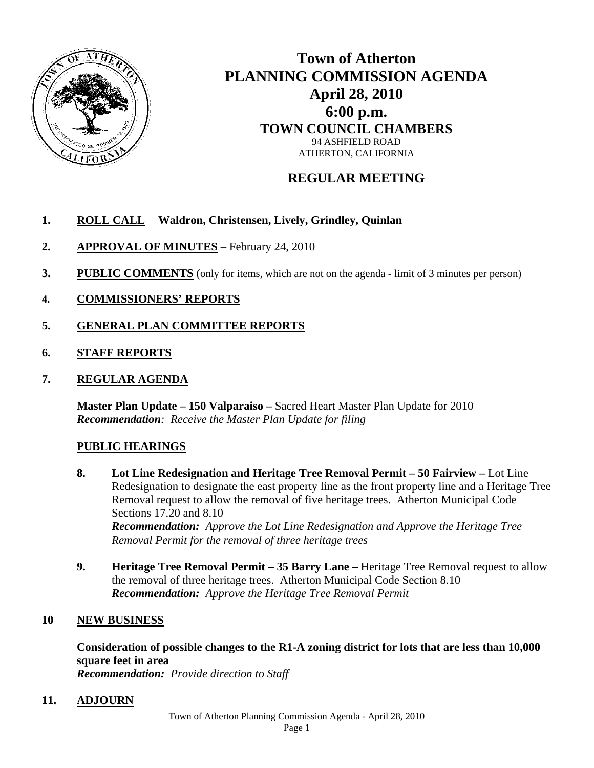# Town of Atherton
# PLANNING COMMISSION AGENDA
## April 28, 2010
## 6:00 p.m.
### TOWN COUNCIL CHAMBERS

94 ASHFIELD ROAD
ATHERTON, CALIFORNIA

## REGULAR MEETING

1. **ROLL CALL Waldron, Christensen, Lively, Grindley, Quinlan**

2. **APPROVAL OF MINUTES** – February 24, 2010

3. **PUBLIC COMMENTS** (only for items, which are not on the agenda - limit of 3 minutes per person)

4. **COMMISSIONERS' REPORTS**

5. **GENERAL PLAN COMMITTEE REPORTS**

6. **STAFF REPORTS**

7. **REGULAR AGENDA**

   **Master Plan Update – 150 Valparaiso –** Sacred Heart Master Plan Update for 2010
   ***Recommendation**: Receive the Master Plan Update for filing*

   **PUBLIC HEARINGS**

8. **Lot Line Redesignation and Heritage Tree Removal Permit – 50 Fairview –** Lot Line Redesignation to designate the east property line as the front property line and a Heritage Tree Removal request to allow the removal of five heritage trees. Atherton Municipal Code Sections 17.20 and 8.10
   ***Recommendation:** Approve the Lot Line Redesignation and Approve the Heritage Tree Removal Permit for the removal of three heritage trees*

9. **Heritage Tree Removal Permit – 35 Barry Lane –** Heritage Tree Removal request to allow the removal of three heritage trees. Atherton Municipal Code Section 8.10
   ***Recommendation:** Approve the Heritage Tree Removal Permit*

10 **NEW BUSINESS**

   **Consideration of possible changes to the R1-A zoning district for lots that are less than 10,000 square feet in area**
   ***Recommendation:** Provide direction to Staff*

11. **ADJOURN**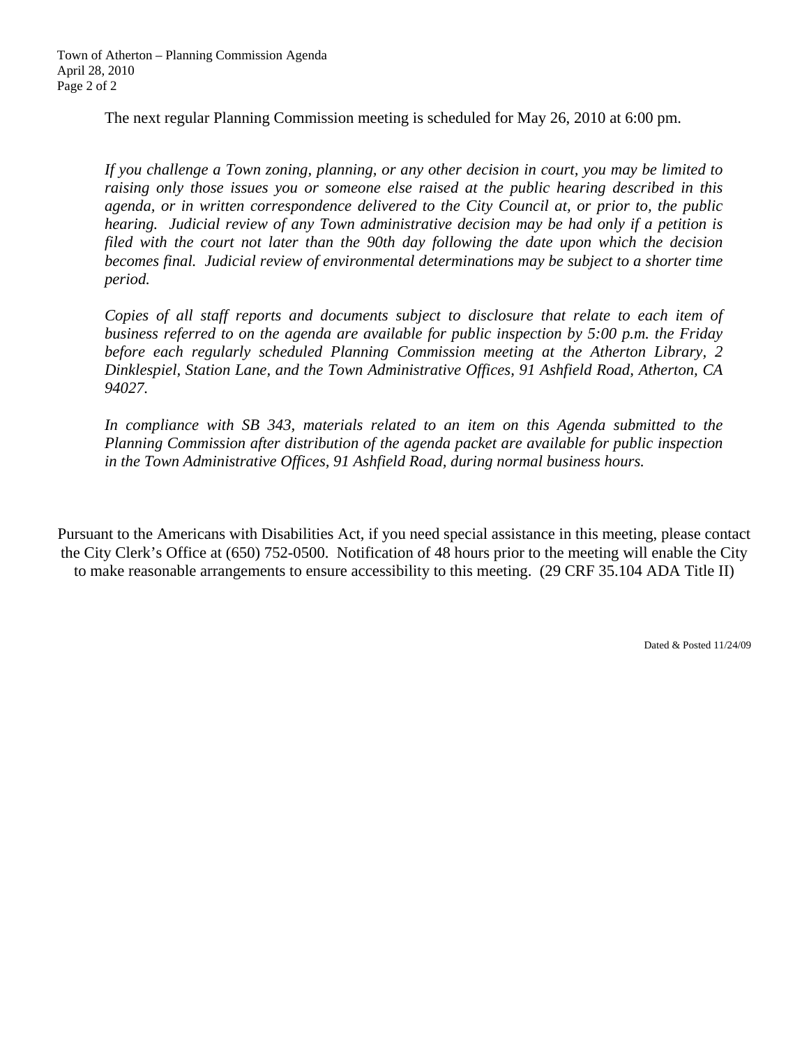The next regular Planning Commission meeting is scheduled for May 26, 2010 at 6:00 pm.

*If you challenge a Town zoning, planning, or any other decision in court, you may be limited to raising only those issues you or someone else raised at the public hearing described in this agenda, or in written correspondence delivered to the City Council at, or prior to, the public hearing. Judicial review of any Town administrative decision may be had only if a petition is filed with the court not later than the 90th day following the date upon which the decision becomes final. Judicial review of environmental determinations may be subject to a shorter time period.*

*Copies of all staff reports and documents subject to disclosure that relate to each item of business referred to on the agenda are available for public inspection by 5:00 p.m. the Friday before each regularly scheduled Planning Commission meeting at the Atherton Library, 2 Dinklespiel, Station Lane, and the Town Administrative Offices, 91 Ashfield Road, Atherton, CA 94027.*

*In compliance with SB 343, materials related to an item on this Agenda submitted to the Planning Commission after distribution of the agenda packet are available for public inspection in the Town Administrative Offices, 91 Ashfield Road, during normal business hours.*

Pursuant to the Americans with Disabilities Act, if you need special assistance in this meeting, please contact the City Clerk's Office at (650) 752-0500. Notification of 48 hours prior to the meeting will enable the City to make reasonable arrangements to ensure accessibility to this meeting. (29 CRF 35.104 ADA Title II)

Dated & Posted 11/24/09